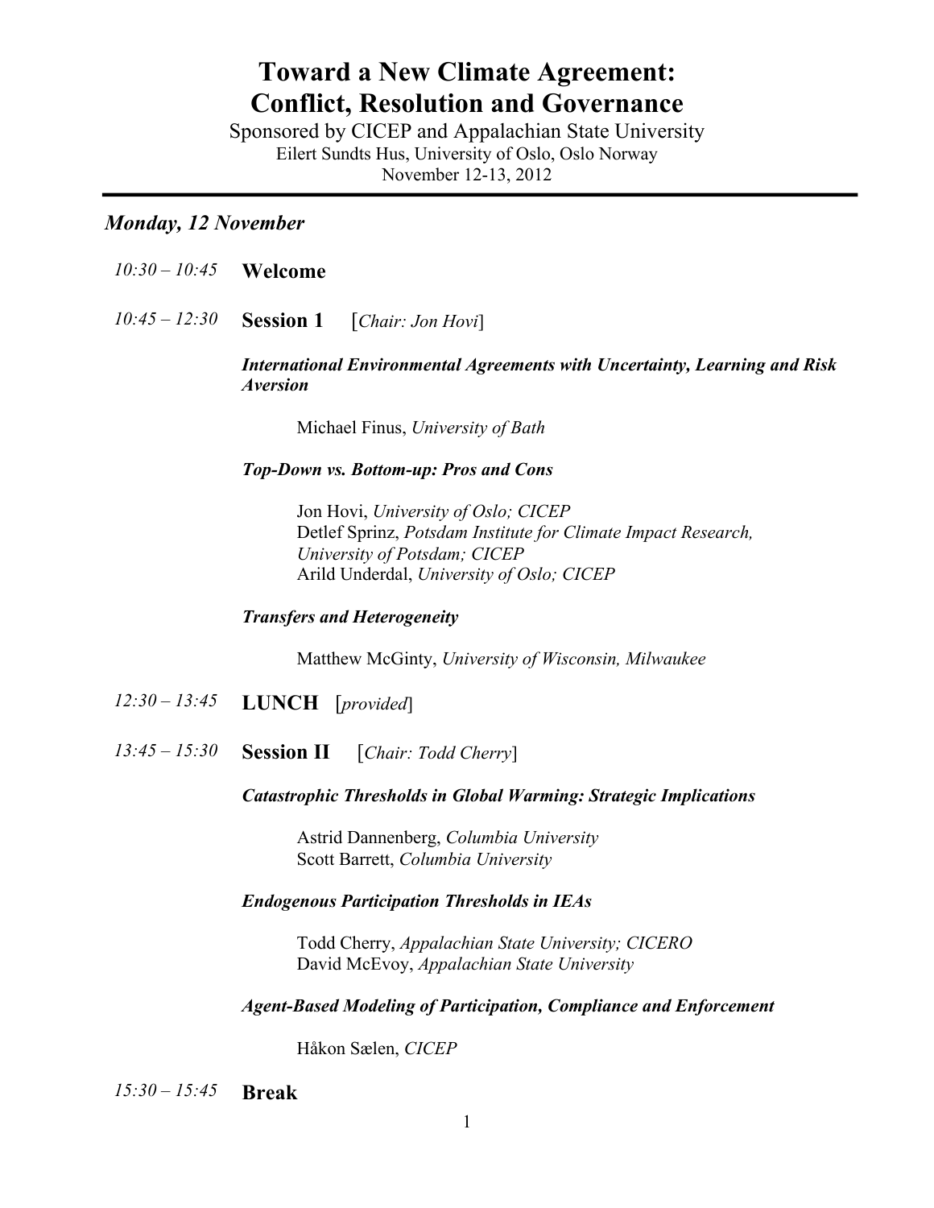# Toward a New Climate Agreement: Conflict, Resolution and Governance

Sponsored by CICEP and Appalachian State University

Eilert Sundts Hus, University of Oslo, Oslo Norway

November 12-13, 2012

---

## *Monday, 12 November*

*10:30 – 10:45* **Welcome**

*10:45 – 12:30* **Session 1** [*Chair: Jon Hovi*]

***International Environmental Agreements with Uncertainty, Learning and Risk Aversion***

Michael Finus, *University of Bath*

***Top-Down vs. Bottom-up: Pros and Cons***

Jon Hovi, *University of Oslo; CICEP*
Detlef Sprinz, *Potsdam Institute for Climate Impact Research, University of Potsdam; CICEP*
Arild Underdal, *University of Oslo; CICEP*

***Transfers and Heterogeneity***

Matthew McGinty, *University of Wisconsin, Milwaukee*

*12:30 – 13:45* **LUNCH** [*provided*]

*13:45 – 15:30* **Session II** [*Chair: Todd Cherry*]

***Catastrophic Thresholds in Global Warming: Strategic Implications***

Astrid Dannenberg, *Columbia University*
Scott Barrett, *Columbia University*

***Endogenous Participation Thresholds in IEAs***

Todd Cherry, *Appalachian State University; CICERO*
David McEvoy, *Appalachian State University*

***Agent-Based Modeling of Participation, Compliance and Enforcement***

Håkon Sælen, *CICEP*

*15:30 – 15:45* **Break**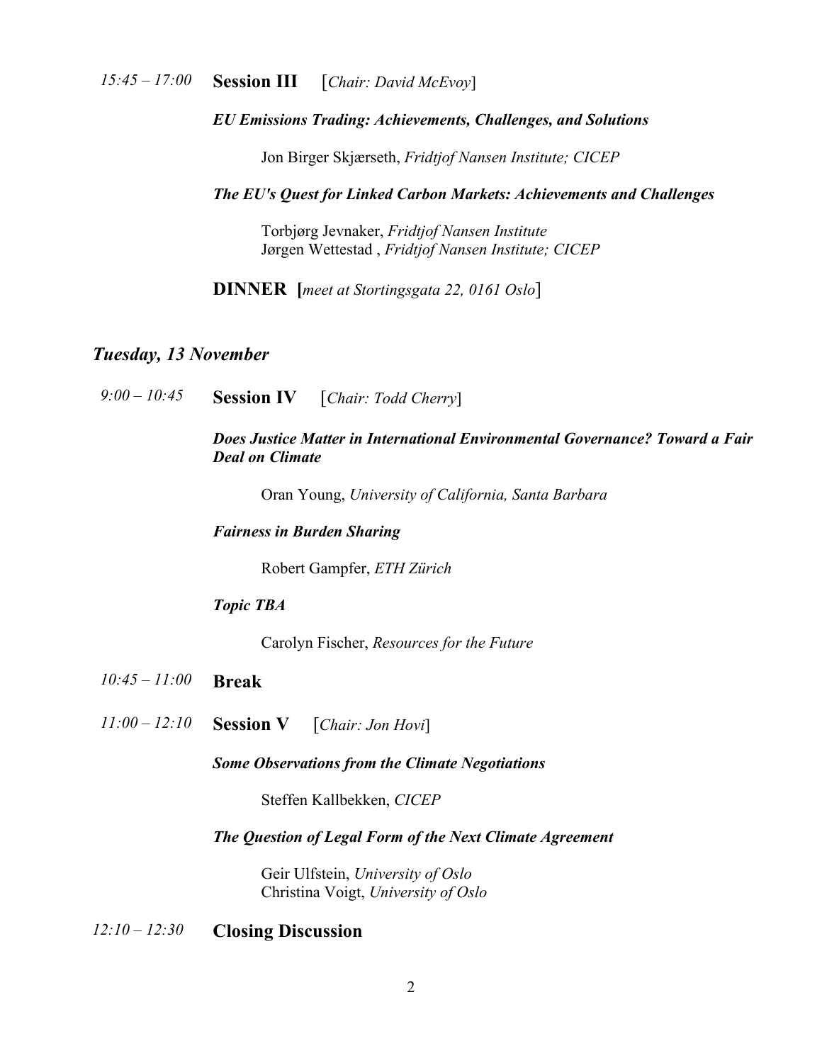*15:45 – 17:00* **Session III** [*Chair: David McEvoy*]

***EU Emissions Trading: Achievements, Challenges, and Solutions***

Jon Birger Skjærseth, *Fridtjof Nansen Institute; CICEP*

***The EU's Quest for Linked Carbon Markets: Achievements and Challenges***

Torbjørg Jevnaker, *Fridtjof Nansen Institute*
Jørgen Wettestad , *Fridtjof Nansen Institute; CICEP*

**DINNER [***meet at Stortingsgata 22, 0161 Oslo*]

## *Tuesday, 13 November*

*9:00 – 10:45* **Session IV** [*Chair: Todd Cherry*]

***Does Justice Matter in International Environmental Governance? Toward a Fair Deal on Climate***

Oran Young, *University of California, Santa Barbara*

***Fairness in Burden Sharing***

Robert Gampfer, *ETH Zürich*

***Topic TBA***

Carolyn Fischer, *Resources for the Future*

*10:45 – 11:00* **Break**

*11:00 – 12:10* **Session V** [*Chair: Jon Hovi*]

***Some Observations from the Climate Negotiations***

Steffen Kallbekken, *CICEP*

***The Question of Legal Form of the Next Climate Agreement***

Geir Ulfstein, *University of Oslo*
Christina Voigt, *University of Oslo*

*12:10 – 12:30* **Closing Discussion**